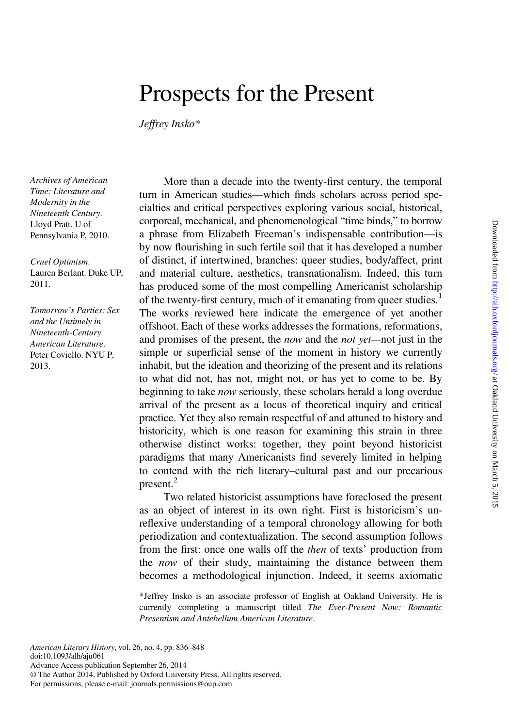# Prospects for the Present

*Jeffrey Insko**

*Archives of American Time: Literature and Modernity in the Nineteenth Century*. Lloyd Pratt. U of Pennsylvania P, 2010.

*Cruel Optimism*. Lauren Berlant. Duke UP, 2011.

*Tomorrow's Parties: Sex and the Untimely in Nineteenth-Century American Literature*. Peter Coviello. NYU P, 2013.

More than a decade into the twenty-first century, the temporal turn in American studies—which finds scholars across period specialties and critical perspectives exploring various social, historical, corporeal, mechanical, and phenomenological "time binds," to borrow a phrase from Elizabeth Freeman's indispensable contribution—is by now flourishing in such fertile soil that it has developed a number of distinct, if intertwined, branches: queer studies, body/affect, print and material culture, aesthetics, transnationalism. Indeed, this turn has produced some of the most compelling Americanist scholarship of the twenty-first century, much of it emanating from queer studies.[1] The works reviewed here indicate the emergence of yet another offshoot. Each of these works addresses the formations, reformations, and promises of the present, the *now* and the *not yet*—not just in the simple or superficial sense of the moment in history we currently inhabit, but the ideation and theorizing of the present and its relations to what did not, has not, might not, or has yet to come to be. By beginning to take *now* seriously, these scholars herald a long overdue arrival of the present as a locus of theoretical inquiry and critical practice. Yet they also remain respectful of and attuned to history and historicity, which is one reason for examining this strain in three otherwise distinct works: together, they point beyond historicist paradigms that many Americanists find severely limited in helping to contend with the rich literary–cultural past and our precarious present.[2]

Two related historicist assumptions have foreclosed the present as an object of interest in its own right. First is historicism's unreflexive understanding of a temporal chronology allowing for both periodization and contextualization. The second assumption follows from the first: once one walls off the *then* of texts' production from the *now* of their study, maintaining the distance between them becomes a methodological injunction. Indeed, it seems axiomatic

*Jeffrey Insko is an associate professor of English at Oakland University. He is currently completing a manuscript titled *The Ever-Present Now: Romantic Presentism and Antebellum American Literature*.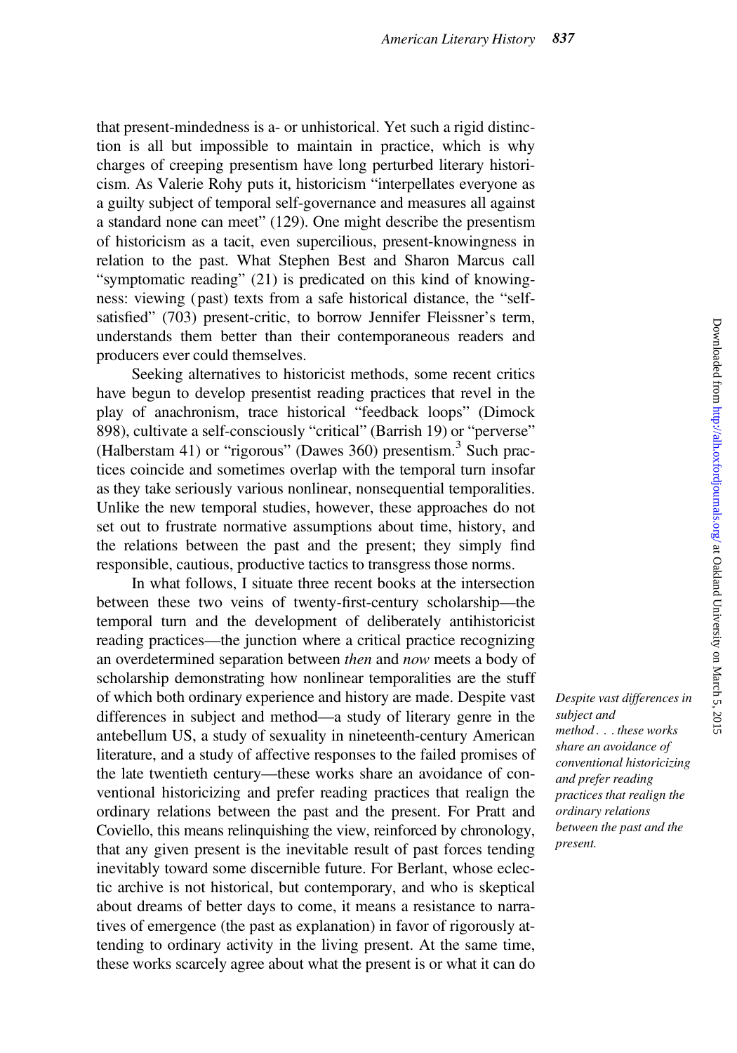that present-mindedness is a- or unhistorical. Yet such a rigid distinction is all but impossible to maintain in practice, which is why charges of creeping presentism have long perturbed literary historicism. As Valerie Rohy puts it, historicism "interpellates everyone as a guilty subject of temporal self-governance and measures all against a standard none can meet" (129). One might describe the presentism of historicism as a tacit, even supercilious, present-knowingness in relation to the past. What Stephen Best and Sharon Marcus call "symptomatic reading" (21) is predicated on this kind of knowingness: viewing (past) texts from a safe historical distance, the "self-satisfied" (703) present-critic, to borrow Jennifer Fleissner's term, understands them better than their contemporaneous readers and producers ever could themselves.

Seeking alternatives to historicist methods, some recent critics have begun to develop presentist reading practices that revel in the play of anachronism, trace historical "feedback loops" (Dimock 898), cultivate a self-consciously "critical" (Barrish 19) or "perverse" (Halberstam 41) or "rigorous" (Dawes 360) presentism.[3] Such practices coincide and sometimes overlap with the temporal turn insofar as they take seriously various nonlinear, nonsequential temporalities. Unlike the new temporal studies, however, these approaches do not set out to frustrate normative assumptions about time, history, and the relations between the past and the present; they simply find responsible, cautious, productive tactics to transgress those norms.

In what follows, I situate three recent books at the intersection between these two veins of twenty-first-century scholarship—the temporal turn and the development of deliberately antihistoricist reading practices—the junction where a critical practice recognizing an overdetermined separation between *then* and *now* meets a body of scholarship demonstrating how nonlinear temporalities are the stuff of which both ordinary experience and history are made. Despite vast differences in subject and method—a study of literary genre in the antebellum US, a study of sexuality in nineteenth-century American literature, and a study of affective responses to the failed promises of the late twentieth century—these works share an avoidance of conventional historicizing and prefer reading practices that realign the ordinary relations between the past and the present. For Pratt and Coviello, this means relinquishing the view, reinforced by chronology, that any given present is the inevitable result of past forces tending inevitably toward some discernible future. For Berlant, whose eclectic archive is not historical, but contemporary, and who is skeptical about dreams of better days to come, it means a resistance to narratives of emergence (the past as explanation) in favor of rigorously attending to ordinary activity in the living present. At the same time, these works scarcely agree about what the present is or what it can do

*Despite vast differences in subject and method . . . these works share an avoidance of conventional historicizing and prefer reading practices that realign the ordinary relations between the past and the present.*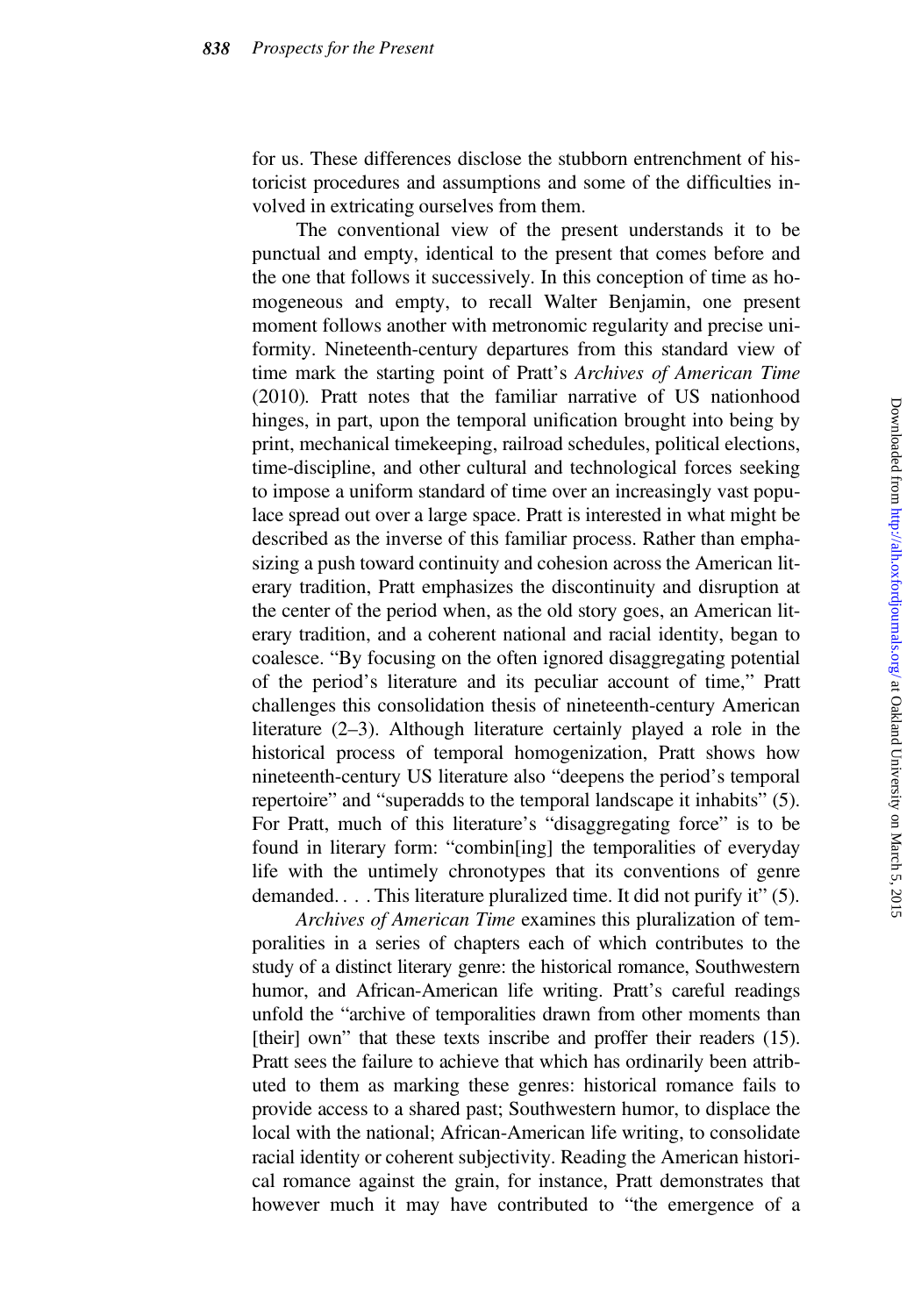for us. These differences disclose the stubborn entrenchment of historicist procedures and assumptions and some of the difficulties involved in extricating ourselves from them.

The conventional view of the present understands it to be punctual and empty, identical to the present that comes before and the one that follows it successively. In this conception of time as homogeneous and empty, to recall Walter Benjamin, one present moment follows another with metronomic regularity and precise uniformity. Nineteenth-century departures from this standard view of time mark the starting point of Pratt's *Archives of American Time* (2010). Pratt notes that the familiar narrative of US nationhood hinges, in part, upon the temporal unification brought into being by print, mechanical timekeeping, railroad schedules, political elections, time-discipline, and other cultural and technological forces seeking to impose a uniform standard of time over an increasingly vast populace spread out over a large space. Pratt is interested in what might be described as the inverse of this familiar process. Rather than emphasizing a push toward continuity and cohesion across the American literary tradition, Pratt emphasizes the discontinuity and disruption at the center of the period when, as the old story goes, an American literary tradition, and a coherent national and racial identity, began to coalesce. "By focusing on the often ignored disaggregating potential of the period's literature and its peculiar account of time," Pratt challenges this consolidation thesis of nineteenth-century American literature (2–3). Although literature certainly played a role in the historical process of temporal homogenization, Pratt shows how nineteenth-century US literature also "deepens the period's temporal repertoire" and "superadds to the temporal landscape it inhabits" (5). For Pratt, much of this literature's "disaggregating force" is to be found in literary form: "combin[ing] the temporalities of everyday life with the untimely chronotypes that its conventions of genre demanded. . . . This literature pluralized time. It did not purify it" (5).

*Archives of American Time* examines this pluralization of temporalities in a series of chapters each of which contributes to the study of a distinct literary genre: the historical romance, Southwestern humor, and African-American life writing. Pratt's careful readings unfold the "archive of temporalities drawn from other moments than [their] own" that these texts inscribe and proffer their readers (15). Pratt sees the failure to achieve that which has ordinarily been attributed to them as marking these genres: historical romance fails to provide access to a shared past; Southwestern humor, to displace the local with the national; African-American life writing, to consolidate racial identity or coherent subjectivity. Reading the American historical romance against the grain, for instance, Pratt demonstrates that however much it may have contributed to "the emergence of a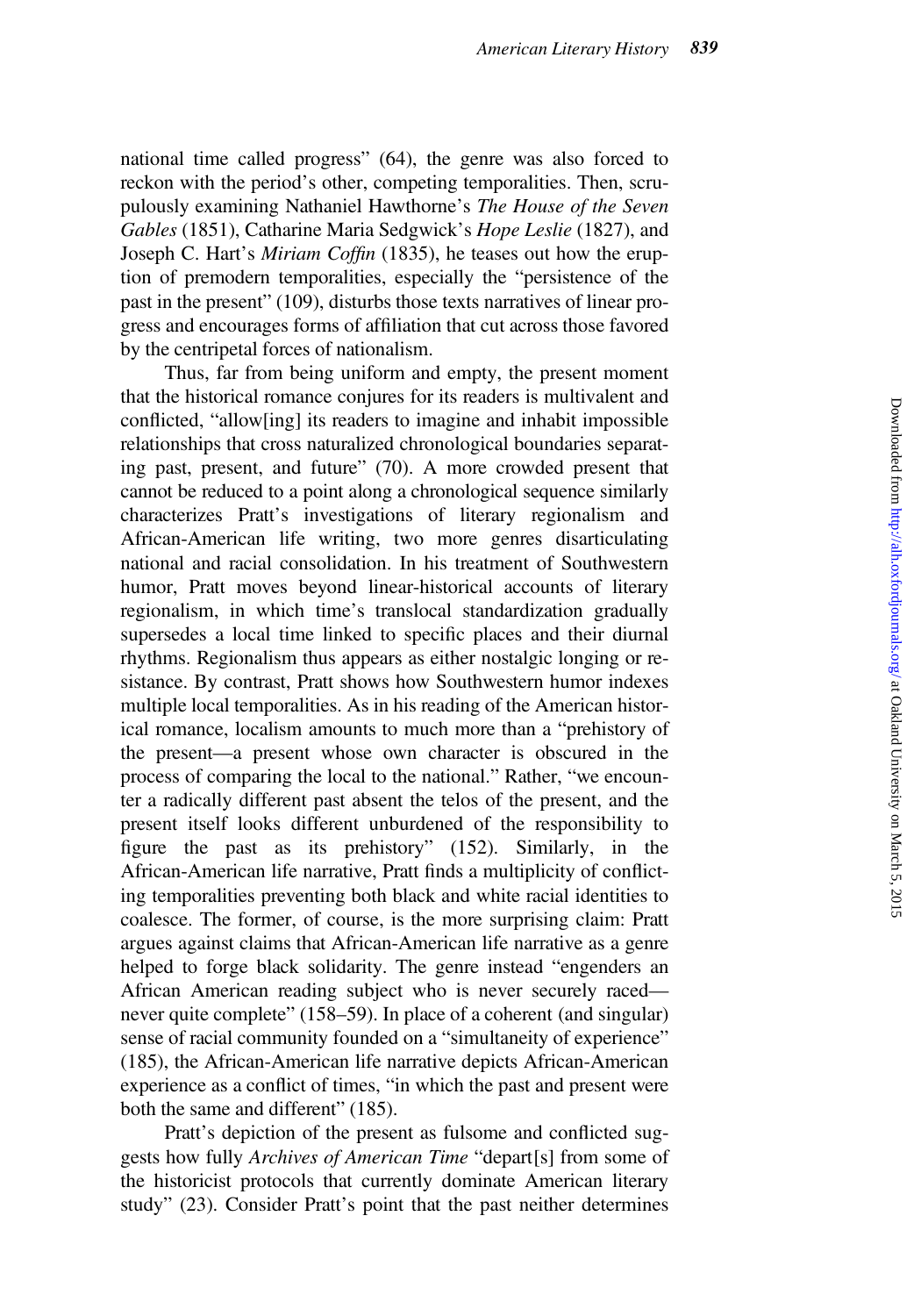national time called progress" (64), the genre was also forced to reckon with the period's other, competing temporalities. Then, scrupulously examining Nathaniel Hawthorne's *The House of the Seven Gables* (1851), Catharine Maria Sedgwick's *Hope Leslie* (1827), and Joseph C. Hart's *Miriam Coffin* (1835), he teases out how the eruption of premodern temporalities, especially the "persistence of the past in the present" (109), disturbs those texts narratives of linear progress and encourages forms of affiliation that cut across those favored by the centripetal forces of nationalism.

Thus, far from being uniform and empty, the present moment that the historical romance conjures for its readers is multivalent and conflicted, "allow[ing] its readers to imagine and inhabit impossible relationships that cross naturalized chronological boundaries separating past, present, and future" (70). A more crowded present that cannot be reduced to a point along a chronological sequence similarly characterizes Pratt's investigations of literary regionalism and African-American life writing, two more genres disarticulating national and racial consolidation. In his treatment of Southwestern humor, Pratt moves beyond linear-historical accounts of literary regionalism, in which time's translocal standardization gradually supersedes a local time linked to specific places and their diurnal rhythms. Regionalism thus appears as either nostalgic longing or resistance. By contrast, Pratt shows how Southwestern humor indexes multiple local temporalities. As in his reading of the American historical romance, localism amounts to much more than a "prehistory of the present—a present whose own character is obscured in the process of comparing the local to the national." Rather, "we encounter a radically different past absent the telos of the present, and the present itself looks different unburdened of the responsibility to figure the past as its prehistory" (152). Similarly, in the African-American life narrative, Pratt finds a multiplicity of conflicting temporalities preventing both black and white racial identities to coalesce. The former, of course, is the more surprising claim: Pratt argues against claims that African-American life narrative as a genre helped to forge black solidarity. The genre instead "engenders an African American reading subject who is never securely raced—never quite complete" (158–59). In place of a coherent (and singular) sense of racial community founded on a "simultaneity of experience" (185), the African-American life narrative depicts African-American experience as a conflict of times, "in which the past and present were both the same and different" (185).

Pratt's depiction of the present as fulsome and conflicted suggests how fully *Archives of American Time* "depart[s] from some of the historicist protocols that currently dominate American literary study" (23). Consider Pratt's point that the past neither determines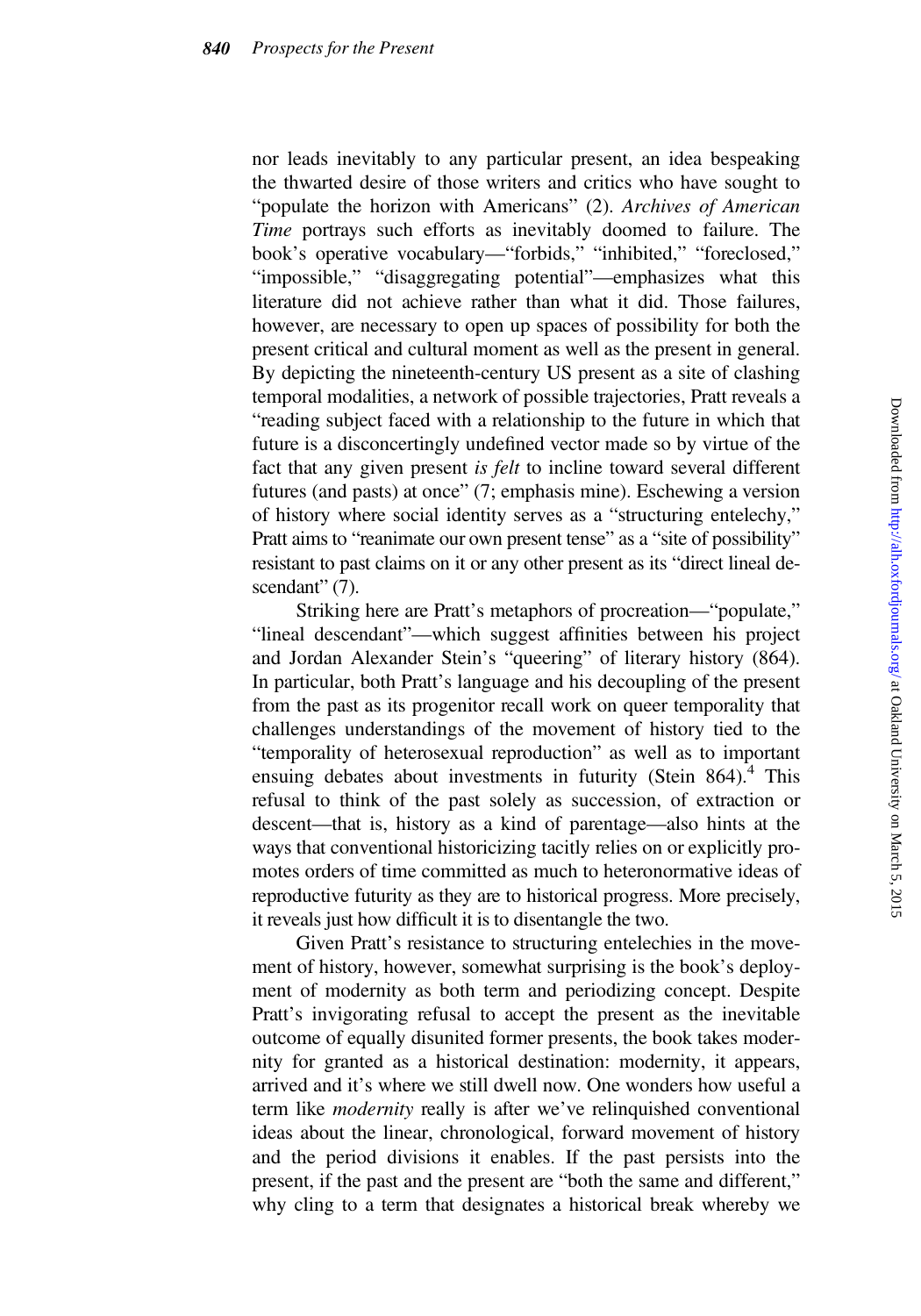nor leads inevitably to any particular present, an idea bespeaking the thwarted desire of those writers and critics who have sought to "populate the horizon with Americans" (2). *Archives of American Time* portrays such efforts as inevitably doomed to failure. The book's operative vocabulary—"forbids," "inhibited," "foreclosed," "impossible," "disaggregating potential"—emphasizes what this literature did not achieve rather than what it did. Those failures, however, are necessary to open up spaces of possibility for both the present critical and cultural moment as well as the present in general. By depicting the nineteenth-century US present as a site of clashing temporal modalities, a network of possible trajectories, Pratt reveals a "reading subject faced with a relationship to the future in which that future is a disconcertingly undefined vector made so by virtue of the fact that any given present *is felt* to incline toward several different futures (and pasts) at once" (7; emphasis mine). Eschewing a version of history where social identity serves as a "structuring entelechy," Pratt aims to "reanimate our own present tense" as a "site of possibility" resistant to past claims on it or any other present as its "direct lineal descendant" (7).

Striking here are Pratt's metaphors of procreation—"populate," "lineal descendant"—which suggest affinities between his project and Jordan Alexander Stein's "queering" of literary history (864). In particular, both Pratt's language and his decoupling of the present from the past as its progenitor recall work on queer temporality that challenges understandings of the movement of history tied to the "temporality of heterosexual reproduction" as well as to important ensuing debates about investments in futurity (Stein 864).[4] This refusal to think of the past solely as succession, of extraction or descent—that is, history as a kind of parentage—also hints at the ways that conventional historicizing tacitly relies on or explicitly promotes orders of time committed as much to heteronormative ideas of reproductive futurity as they are to historical progress. More precisely, it reveals just how difficult it is to disentangle the two.

Given Pratt's resistance to structuring entelechies in the movement of history, however, somewhat surprising is the book's deployment of modernity as both term and periodizing concept. Despite Pratt's invigorating refusal to accept the present as the inevitable outcome of equally disunited former presents, the book takes modernity for granted as a historical destination: modernity, it appears, arrived and it's where we still dwell now. One wonders how useful a term like *modernity* really is after we've relinquished conventional ideas about the linear, chronological, forward movement of history and the period divisions it enables. If the past persists into the present, if the past and the present are "both the same and different," why cling to a term that designates a historical break whereby we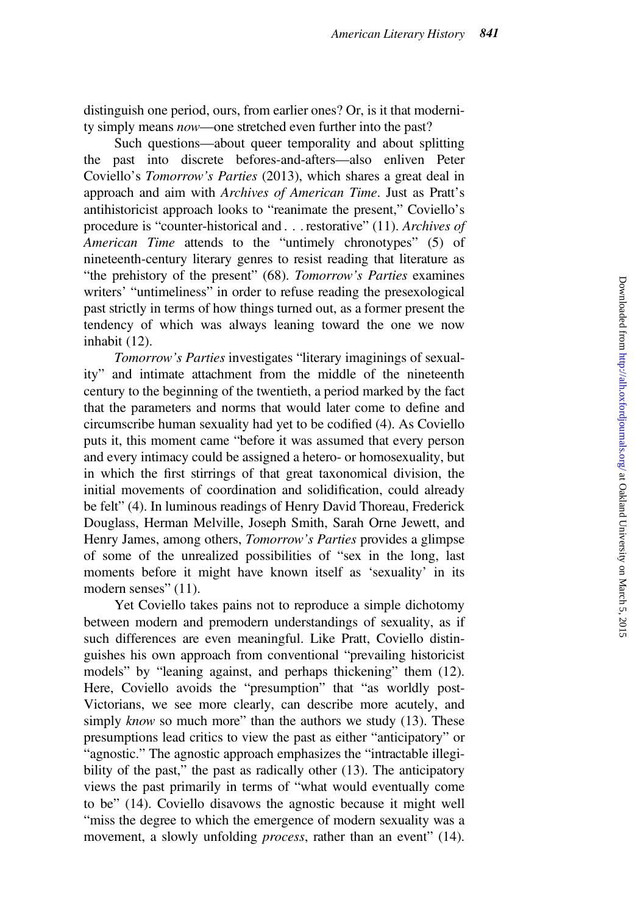distinguish one period, ours, from earlier ones? Or, is it that modernity simply means *now*—one stretched even further into the past?

Such questions—about queer temporality and about splitting the past into discrete befores-and-afters—also enliven Peter Coviello's *Tomorrow's Parties* (2013), which shares a great deal in approach and aim with *Archives of American Time*. Just as Pratt's antihistoricist approach looks to "reanimate the present," Coviello's procedure is "counter-historical and . . . restorative" (11). *Archives of American Time* attends to the "untimely chronotypes" (5) of nineteenth-century literary genres to resist reading that literature as "the prehistory of the present" (68). *Tomorrow's Parties* examines writers' "untimeliness" in order to refuse reading the presexological past strictly in terms of how things turned out, as a former present the tendency of which was always leaning toward the one we now inhabit (12).

*Tomorrow's Parties* investigates "literary imaginings of sexuality" and intimate attachment from the middle of the nineteenth century to the beginning of the twentieth, a period marked by the fact that the parameters and norms that would later come to define and circumscribe human sexuality had yet to be codified (4). As Coviello puts it, this moment came "before it was assumed that every person and every intimacy could be assigned a hetero- or homosexuality, but in which the first stirrings of that great taxonomical division, the initial movements of coordination and solidification, could already be felt" (4). In luminous readings of Henry David Thoreau, Frederick Douglass, Herman Melville, Joseph Smith, Sarah Orne Jewett, and Henry James, among others, *Tomorrow's Parties* provides a glimpse of some of the unrealized possibilities of "sex in the long, last moments before it might have known itself as 'sexuality' in its modern senses" (11).

Yet Coviello takes pains not to reproduce a simple dichotomy between modern and premodern understandings of sexuality, as if such differences are even meaningful. Like Pratt, Coviello distinguishes his own approach from conventional "prevailing historicist models" by "leaning against, and perhaps thickening" them (12). Here, Coviello avoids the "presumption" that "as worldly post-Victorians, we see more clearly, can describe more acutely, and simply *know* so much more" than the authors we study (13). These presumptions lead critics to view the past as either "anticipatory" or "agnostic." The agnostic approach emphasizes the "intractable illegibility of the past," the past as radically other (13). The anticipatory views the past primarily in terms of "what would eventually come to be" (14). Coviello disavows the agnostic because it might well "miss the degree to which the emergence of modern sexuality was a movement, a slowly unfolding *process*, rather than an event" (14).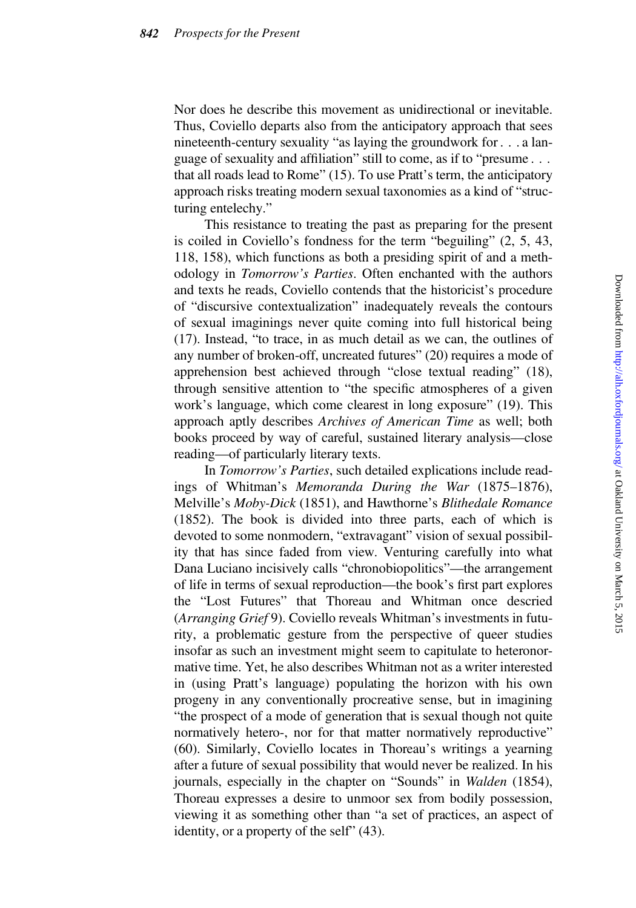Nor does he describe this movement as unidirectional or inevitable. Thus, Coviello departs also from the anticipatory approach that sees nineteenth-century sexuality "as laying the groundwork for . . . a language of sexuality and affiliation" still to come, as if to "presume . . . that all roads lead to Rome" (15). To use Pratt's term, the anticipatory approach risks treating modern sexual taxonomies as a kind of "structuring entelechy."

This resistance to treating the past as preparing for the present is coiled in Coviello's fondness for the term "beguiling" (2, 5, 43, 118, 158), which functions as both a presiding spirit of and a methodology in *Tomorrow's Parties*. Often enchanted with the authors and texts he reads, Coviello contends that the historicist's procedure of "discursive contextualization" inadequately reveals the contours of sexual imaginings never quite coming into full historical being (17). Instead, "to trace, in as much detail as we can, the outlines of any number of broken-off, uncreated futures" (20) requires a mode of apprehension best achieved through "close textual reading" (18), through sensitive attention to "the specific atmospheres of a given work's language, which come clearest in long exposure" (19). This approach aptly describes *Archives of American Time* as well; both books proceed by way of careful, sustained literary analysis—close reading—of particularly literary texts.

In *Tomorrow's Parties*, such detailed explications include readings of Whitman's *Memoranda During the War* (1875–1876), Melville's *Moby-Dick* (1851), and Hawthorne's *Blithedale Romance* (1852). The book is divided into three parts, each of which is devoted to some nonmodern, "extravagant" vision of sexual possibility that has since faded from view. Venturing carefully into what Dana Luciano incisively calls "chronobiopolitics"—the arrangement of life in terms of sexual reproduction—the book's first part explores the "Lost Futures" that Thoreau and Whitman once descried (*Arranging Grief* 9). Coviello reveals Whitman's investments in futurity, a problematic gesture from the perspective of queer studies insofar as such an investment might seem to capitulate to heteronormative time. Yet, he also describes Whitman not as a writer interested in (using Pratt's language) populating the horizon with his own progeny in any conventionally procreative sense, but in imagining "the prospect of a mode of generation that is sexual though not quite normatively hetero-, nor for that matter normatively reproductive" (60). Similarly, Coviello locates in Thoreau's writings a yearning after a future of sexual possibility that would never be realized. In his journals, especially in the chapter on "Sounds" in *Walden* (1854), Thoreau expresses a desire to unmoor sex from bodily possession, viewing it as something other than "a set of practices, an aspect of identity, or a property of the self" (43).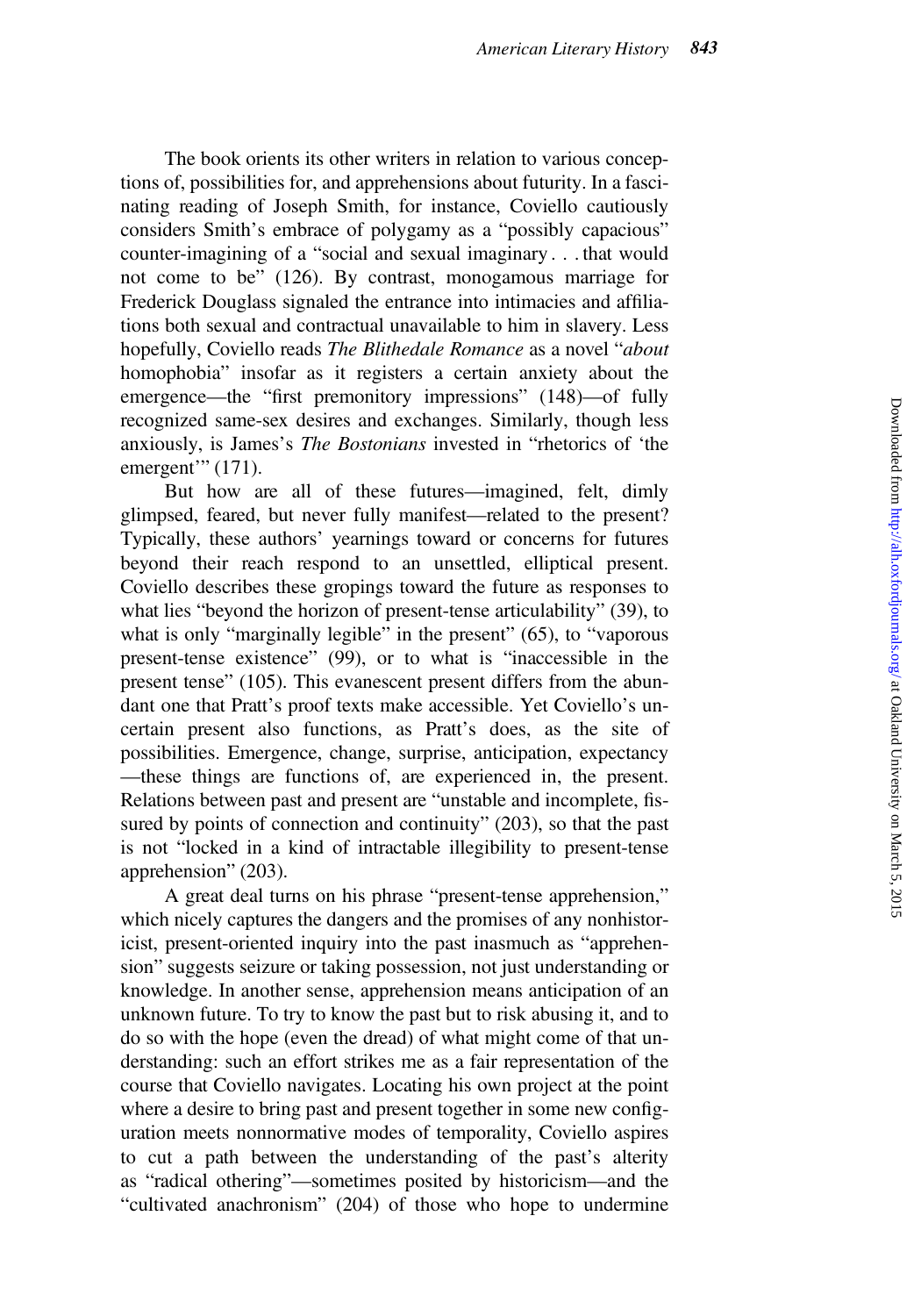The book orients its other writers in relation to various conceptions of, possibilities for, and apprehensions about futurity. In a fascinating reading of Joseph Smith, for instance, Coviello cautiously considers Smith's embrace of polygamy as a "possibly capacious" counter-imagining of a "social and sexual imaginary . . . that would not come to be" (126). By contrast, monogamous marriage for Frederick Douglass signaled the entrance into intimacies and affiliations both sexual and contractual unavailable to him in slavery. Less hopefully, Coviello reads *The Blithedale Romance* as a novel "*about* homophobia" insofar as it registers a certain anxiety about the emergence—the "first premonitory impressions" (148)—of fully recognized same-sex desires and exchanges. Similarly, though less anxiously, is James's *The Bostonians* invested in "rhetorics of 'the emergent'" (171).

But how are all of these futures—imagined, felt, dimly glimpsed, feared, but never fully manifest—related to the present? Typically, these authors' yearnings toward or concerns for futures beyond their reach respond to an unsettled, elliptical present. Coviello describes these gropings toward the future as responses to what lies "beyond the horizon of present-tense articulability" (39), to what is only "marginally legible" in the present" (65), to "vaporous present-tense existence" (99), or to what is "inaccessible in the present tense" (105). This evanescent present differs from the abundant one that Pratt's proof texts make accessible. Yet Coviello's uncertain present also functions, as Pratt's does, as the site of possibilities. Emergence, change, surprise, anticipation, expectancy—these things are functions of, are experienced in, the present. Relations between past and present are "unstable and incomplete, fissured by points of connection and continuity" (203), so that the past is not "locked in a kind of intractable illegibility to present-tense apprehension" (203).

A great deal turns on his phrase "present-tense apprehension," which nicely captures the dangers and the promises of any nonhistoricist, present-oriented inquiry into the past inasmuch as "apprehension" suggests seizure or taking possession, not just understanding or knowledge. In another sense, apprehension means anticipation of an unknown future. To try to know the past but to risk abusing it, and to do so with the hope (even the dread) of what might come of that understanding: such an effort strikes me as a fair representation of the course that Coviello navigates. Locating his own project at the point where a desire to bring past and present together in some new configuration meets nonnormative modes of temporality, Coviello aspires to cut a path between the understanding of the past's alterity as "radical othering"—sometimes posited by historicism—and the "cultivated anachronism" (204) of those who hope to undermine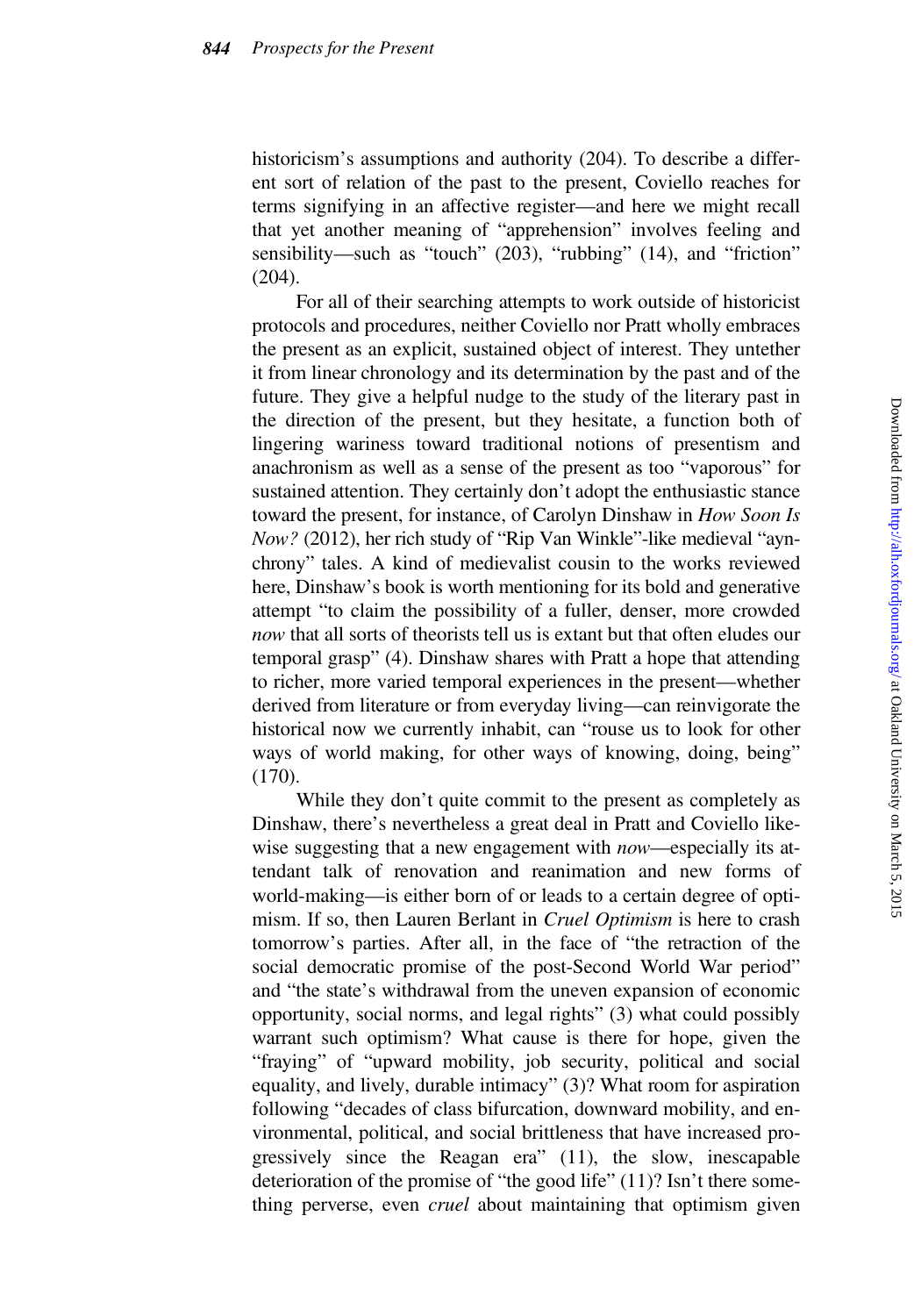historicism's assumptions and authority (204). To describe a different sort of relation of the past to the present, Coviello reaches for terms signifying in an affective register—and here we might recall that yet another meaning of "apprehension" involves feeling and sensibility—such as "touch" (203), "rubbing" (14), and "friction" (204).

For all of their searching attempts to work outside of historicist protocols and procedures, neither Coviello nor Pratt wholly embraces the present as an explicit, sustained object of interest. They untether it from linear chronology and its determination by the past and of the future. They give a helpful nudge to the study of the literary past in the direction of the present, but they hesitate, a function both of lingering wariness toward traditional notions of presentism and anachronism as well as a sense of the present as too "vaporous" for sustained attention. They certainly don't adopt the enthusiastic stance toward the present, for instance, of Carolyn Dinshaw in *How Soon Is Now?* (2012), her rich study of "Rip Van Winkle"-like medieval "aynchrony" tales. A kind of medievalist cousin to the works reviewed here, Dinshaw's book is worth mentioning for its bold and generative attempt "to claim the possibility of a fuller, denser, more crowded *now* that all sorts of theorists tell us is extant but that often eludes our temporal grasp" (4). Dinshaw shares with Pratt a hope that attending to richer, more varied temporal experiences in the present—whether derived from literature or from everyday living—can reinvigorate the historical now we currently inhabit, can "rouse us to look for other ways of world making, for other ways of knowing, doing, being" (170).

While they don't quite commit to the present as completely as Dinshaw, there's nevertheless a great deal in Pratt and Coviello likewise suggesting that a new engagement with *now*—especially its attendant talk of renovation and reanimation and new forms of world-making—is either born of or leads to a certain degree of optimism. If so, then Lauren Berlant in *Cruel Optimism* is here to crash tomorrow's parties. After all, in the face of "the retraction of the social democratic promise of the post-Second World War period" and "the state's withdrawal from the uneven expansion of economic opportunity, social norms, and legal rights" (3) what could possibly warrant such optimism? What cause is there for hope, given the "fraying" of "upward mobility, job security, political and social equality, and lively, durable intimacy" (3)? What room for aspiration following "decades of class bifurcation, downward mobility, and environmental, political, and social brittleness that have increased progressively since the Reagan era" (11), the slow, inescapable deterioration of the promise of "the good life" (11)? Isn't there something perverse, even *cruel* about maintaining that optimism given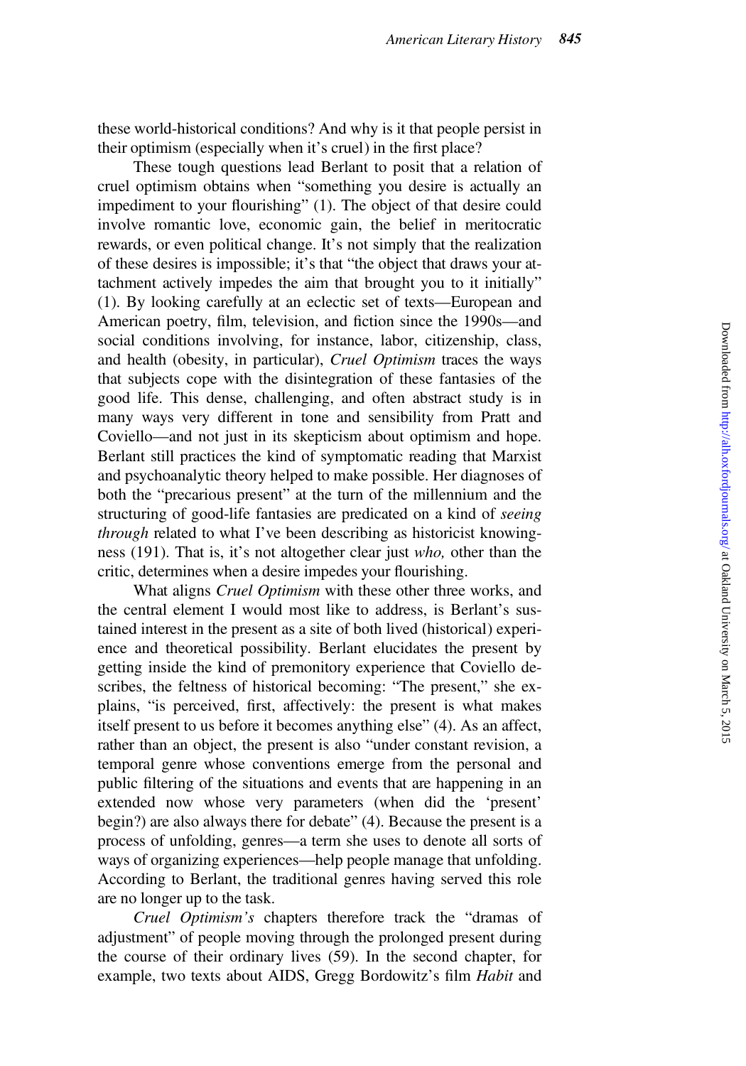these world-historical conditions? And why is it that people persist in their optimism (especially when it's cruel) in the first place?

These tough questions lead Berlant to posit that a relation of cruel optimism obtains when "something you desire is actually an impediment to your flourishing" (1). The object of that desire could involve romantic love, economic gain, the belief in meritocratic rewards, or even political change. It's not simply that the realization of these desires is impossible; it's that "the object that draws your attachment actively impedes the aim that brought you to it initially" (1). By looking carefully at an eclectic set of texts—European and American poetry, film, television, and fiction since the 1990s—and social conditions involving, for instance, labor, citizenship, class, and health (obesity, in particular), *Cruel Optimism* traces the ways that subjects cope with the disintegration of these fantasies of the good life. This dense, challenging, and often abstract study is in many ways very different in tone and sensibility from Pratt and Coviello—and not just in its skepticism about optimism and hope. Berlant still practices the kind of symptomatic reading that Marxist and psychoanalytic theory helped to make possible. Her diagnoses of both the "precarious present" at the turn of the millennium and the structuring of good-life fantasies are predicated on a kind of *seeing through* related to what I've been describing as historicist knowingness (191). That is, it's not altogether clear just *who,* other than the critic, determines when a desire impedes your flourishing.

What aligns *Cruel Optimism* with these other three works, and the central element I would most like to address, is Berlant's sustained interest in the present as a site of both lived (historical) experience and theoretical possibility. Berlant elucidates the present by getting inside the kind of premonitory experience that Coviello describes, the feltness of historical becoming: "The present," she explains, "is perceived, first, affectively: the present is what makes itself present to us before it becomes anything else" (4). As an affect, rather than an object, the present is also "under constant revision, a temporal genre whose conventions emerge from the personal and public filtering of the situations and events that are happening in an extended now whose very parameters (when did the 'present' begin?) are also always there for debate" (4). Because the present is a process of unfolding, genres—a term she uses to denote all sorts of ways of organizing experiences—help people manage that unfolding. According to Berlant, the traditional genres having served this role are no longer up to the task.

*Cruel Optimism's* chapters therefore track the "dramas of adjustment" of people moving through the prolonged present during the course of their ordinary lives (59). In the second chapter, for example, two texts about AIDS, Gregg Bordowitz's film *Habit* and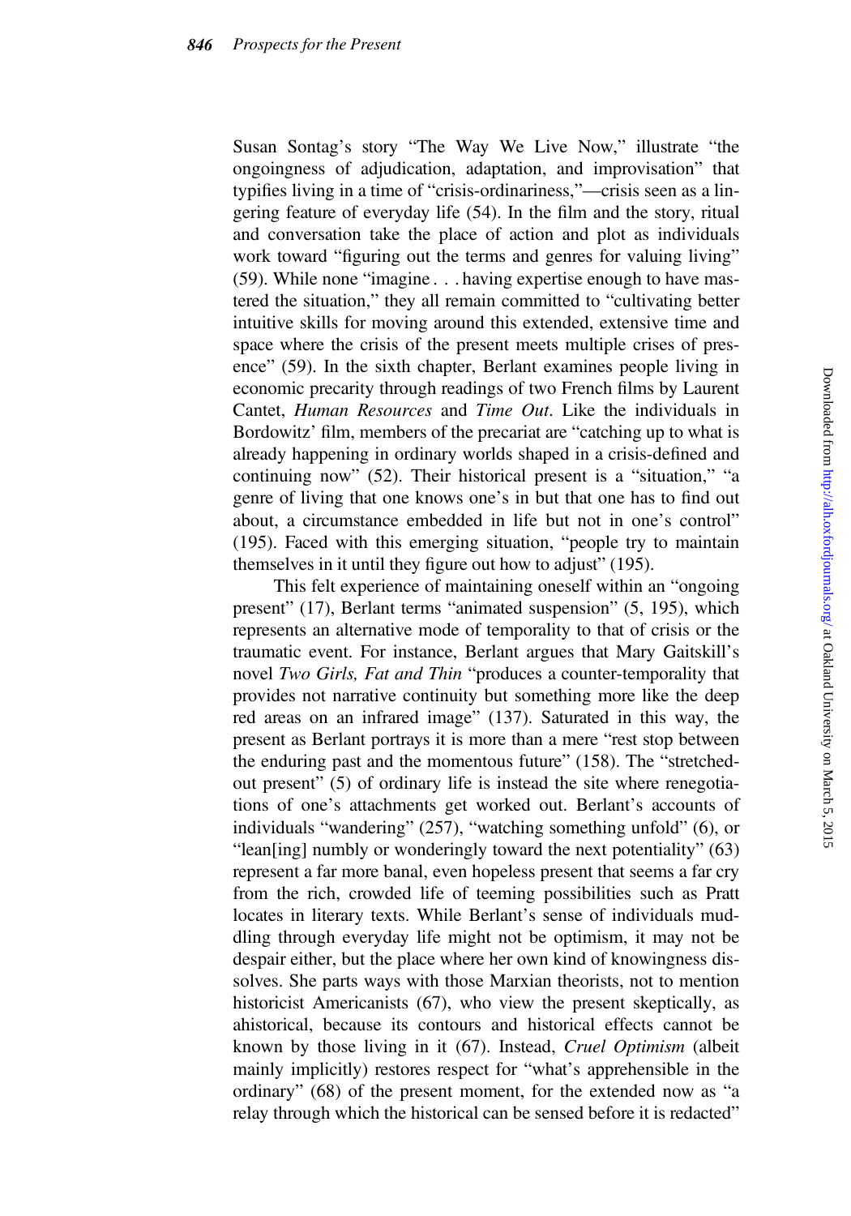Susan Sontag's story "The Way We Live Now," illustrate "the ongoingness of adjudication, adaptation, and improvisation" that typifies living in a time of "crisis-ordinariness,"—crisis seen as a lingering feature of everyday life (54). In the film and the story, ritual and conversation take the place of action and plot as individuals work toward "figuring out the terms and genres for valuing living" (59). While none "imagine . . . having expertise enough to have mastered the situation," they all remain committed to "cultivating better intuitive skills for moving around this extended, extensive time and space where the crisis of the present meets multiple crises of presence" (59). In the sixth chapter, Berlant examines people living in economic precarity through readings of two French films by Laurent Cantet, *Human Resources* and *Time Out*. Like the individuals in Bordowitz' film, members of the precariat are "catching up to what is already happening in ordinary worlds shaped in a crisis-defined and continuing now" (52). Their historical present is a "situation," "a genre of living that one knows one's in but that one has to find out about, a circumstance embedded in life but not in one's control" (195). Faced with this emerging situation, "people try to maintain themselves in it until they figure out how to adjust" (195).

This felt experience of maintaining oneself within an "ongoing present" (17), Berlant terms "animated suspension" (5, 195), which represents an alternative mode of temporality to that of crisis or the traumatic event. For instance, Berlant argues that Mary Gaitskill's novel *Two Girls, Fat and Thin* "produces a counter-temporality that provides not narrative continuity but something more like the deep red areas on an infrared image" (137). Saturated in this way, the present as Berlant portrays it is more than a mere "rest stop between the enduring past and the momentous future" (158). The "stretched-out present" (5) of ordinary life is instead the site where renegotiations of one's attachments get worked out. Berlant's accounts of individuals "wandering" (257), "watching something unfold" (6), or "lean[ing] numbly or wonderingly toward the next potentiality" (63) represent a far more banal, even hopeless present that seems a far cry from the rich, crowded life of teeming possibilities such as Pratt locates in literary texts. While Berlant's sense of individuals muddling through everyday life might not be optimism, it may not be despair either, but the place where her own kind of knowingness dissolves. She parts ways with those Marxian theorists, not to mention historicist Americanists (67), who view the present skeptically, as ahistorical, because its contours and historical effects cannot be known by those living in it (67). Instead, *Cruel Optimism* (albeit mainly implicitly) restores respect for "what's apprehensible in the ordinary" (68) of the present moment, for the extended now as "a relay through which the historical can be sensed before it is redacted"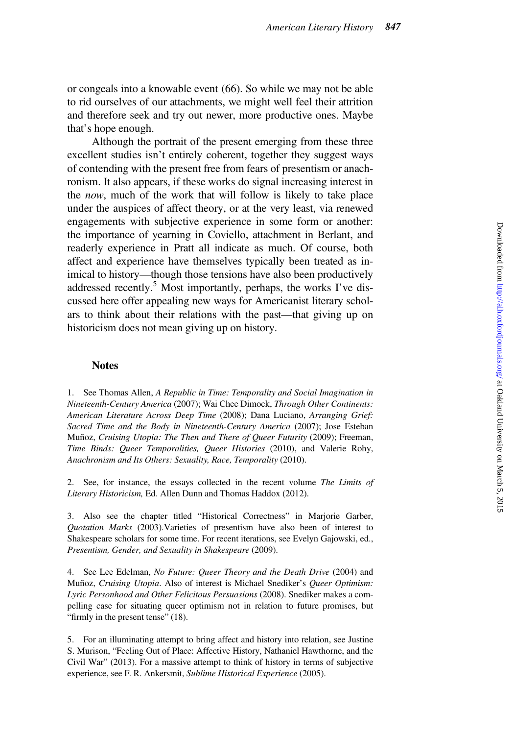or congeals into a knowable event (66). So while we may not be able to rid ourselves of our attachments, we might well feel their attrition and therefore seek and try out newer, more productive ones. Maybe that's hope enough.

Although the portrait of the present emerging from these three excellent studies isn't entirely coherent, together they suggest ways of contending with the present free from fears of presentism or anachronism. It also appears, if these works do signal increasing interest in the *now*, much of the work that will follow is likely to take place under the auspices of affect theory, or at the very least, via renewed engagements with subjective experience in some form or another: the importance of yearning in Coviello, attachment in Berlant, and readerly experience in Pratt all indicate as much. Of course, both affect and experience have themselves typically been treated as inimical to history—though those tensions have also been productively addressed recently.[5] Most importantly, perhaps, the works I've discussed here offer appealing new ways for Americanist literary scholars to think about their relations with the past—that giving up on historicism does not mean giving up on history.

## Notes

1. See Thomas Allen, *A Republic in Time: Temporality and Social Imagination in Nineteenth-Century America* (2007); Wai Chee Dimock, *Through Other Continents: American Literature Across Deep Time* (2008); Dana Luciano, *Arranging Grief: Sacred Time and the Body in Nineteenth-Century America* (2007); Jose Esteban Muñoz, *Cruising Utopia: The Then and There of Queer Futurity* (2009); Freeman, *Time Binds: Queer Temporalities, Queer Histories* (2010), and Valerie Rohy, *Anachronism and Its Others: Sexuality, Race, Temporality* (2010).

2. See, for instance, the essays collected in the recent volume *The Limits of Literary Historicism,* Ed. Allen Dunn and Thomas Haddox (2012).

3. Also see the chapter titled "Historical Correctness" in Marjorie Garber, *Quotation Marks* (2003).Varieties of presentism have also been of interest to Shakespeare scholars for some time. For recent iterations, see Evelyn Gajowski, ed., *Presentism, Gender, and Sexuality in Shakespeare* (2009).

4. See Lee Edelman, *No Future: Queer Theory and the Death Drive* (2004) and Muñoz, *Cruising Utopia*. Also of interest is Michael Snediker's *Queer Optimism: Lyric Personhood and Other Felicitous Persuasions* (2008). Snediker makes a compelling case for situating queer optimism not in relation to future promises, but "firmly in the present tense" (18).

5. For an illuminating attempt to bring affect and history into relation, see Justine S. Murison, "Feeling Out of Place: Affective History, Nathaniel Hawthorne, and the Civil War" (2013). For a massive attempt to think of history in terms of subjective experience, see F. R. Ankersmit, *Sublime Historical Experience* (2005).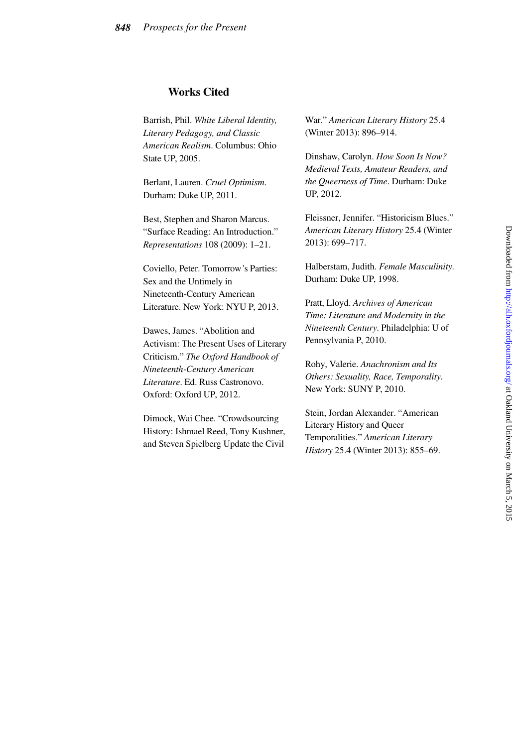## Works Cited

Barrish, Phil. *White Liberal Identity, Literary Pedagogy, and Classic American Realism*. Columbus: Ohio State UP, 2005.

Berlant, Lauren. *Cruel Optimism*. Durham: Duke UP, 2011.

Best, Stephen and Sharon Marcus. "Surface Reading: An Introduction." *Representations* 108 (2009): 1–21.

Coviello, Peter. Tomorrow's Parties: Sex and the Untimely in Nineteenth-Century American Literature. New York: NYU P, 2013.

Dawes, James. "Abolition and Activism: The Present Uses of Literary Criticism." *The Oxford Handbook of Nineteenth-Century American Literature*. Ed. Russ Castronovo. Oxford: Oxford UP, 2012.

Dimock, Wai Chee. "Crowdsourcing History: Ishmael Reed, Tony Kushner, and Steven Spielberg Update the Civil War." *American Literary History* 25.4 (Winter 2013): 896–914.

Dinshaw, Carolyn. *How Soon Is Now? Medieval Texts, Amateur Readers, and the Queerness of Time*. Durham: Duke UP, 2012.

Fleissner, Jennifer. "Historicism Blues." *American Literary History* 25.4 (Winter 2013): 699–717.

Halberstam, Judith. *Female Masculinity*. Durham: Duke UP, 1998.

Pratt, Lloyd. *Archives of American Time: Literature and Modernity in the Nineteenth Century*. Philadelphia: U of Pennsylvania P, 2010.

Rohy, Valerie. *Anachronism and Its Others: Sexuality, Race, Temporality*. New York: SUNY P, 2010.

Stein, Jordan Alexander. "American Literary History and Queer Temporalities." *American Literary History* 25.4 (Winter 2013): 855–69.